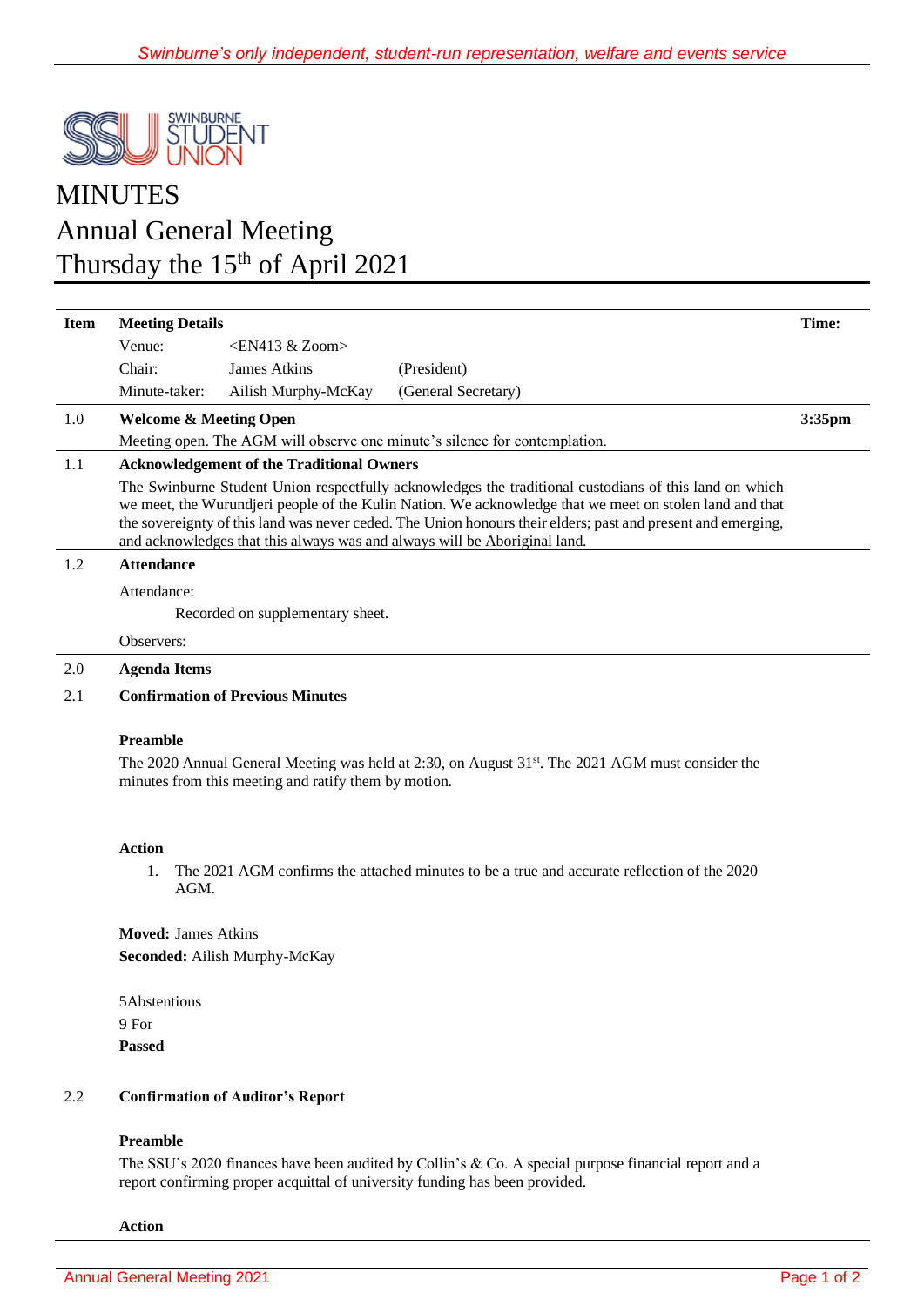# MINUTES

# Annual General Meeting

# Thursday the 15th of April 2021

| Item | Meeting Details | | | Time: |
|---|---|---|---|---|
| | Venue: | <EN413 & Zoom> | | |
| | Chair: | James Atkins | (President) | |
| | Minute-taker: | Ailish Murphy-McKay | (General Secretary) | |
| 1.0 | **Welcome & Meeting Open** | | | **3:35pm** |
| | Meeting open. The AGM will observe one minute's silence for contemplation. | | | |
| 1.1 | **Acknowledgement of the Traditional Owners** | | | |
| | The Swinburne Student Union respectfully acknowledges the traditional custodians of this land on which we meet, the Wurundjeri people of the Kulin Nation. We acknowledge that we meet on stolen land and that the sovereignty of this land was never ceded. The Union honours their elders; past and present and emerging, and acknowledges that this always was and always will be Aboriginal land. | | | |
| 1.2 | **Attendance** | | | |
| | Attendance: Recorded on supplementary sheet. | | | |
| | Observers: | | | |

**2.0 Agenda Items**

**2.1 Confirmation of Previous Minutes**

**Preamble**

The 2020 Annual General Meeting was held at 2:30, on August 31st. The 2021 AGM must consider the minutes from this meeting and ratify them by motion.

**Action**

1. The 2021 AGM confirms the attached minutes to be a true and accurate reflection of the 2020 AGM.

**Moved:** James Atkins

**Seconded:** Ailish Murphy-McKay

5Abstentions

9 For

**Passed**

**2.2 Confirmation of Auditor's Report**

**Preamble**

The SSU's 2020 finances have been audited by Collin's & Co. A special purpose financial report and a report confirming proper acquittal of university funding has been provided.

**Action**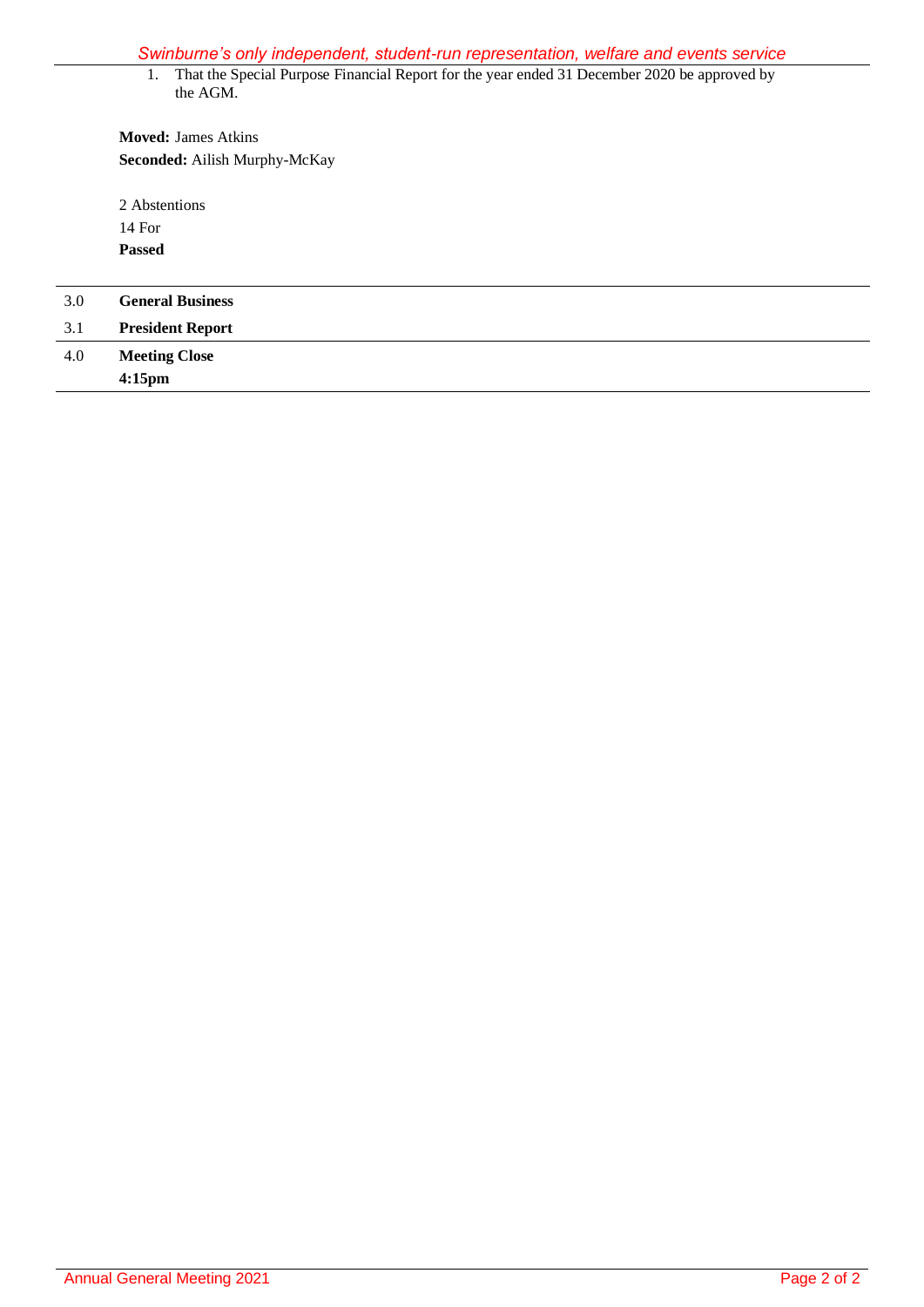1. That the Special Purpose Financial Report for the year ended 31 December 2020 be approved by the AGM.

**Moved:** James Atkins
**Seconded:** Ailish Murphy-McKay

2 Abstentions
14 For
**Passed**

## 3.0 General Business

### 3.1 President Report

## 4.0 Meeting Close

**4:15pm**